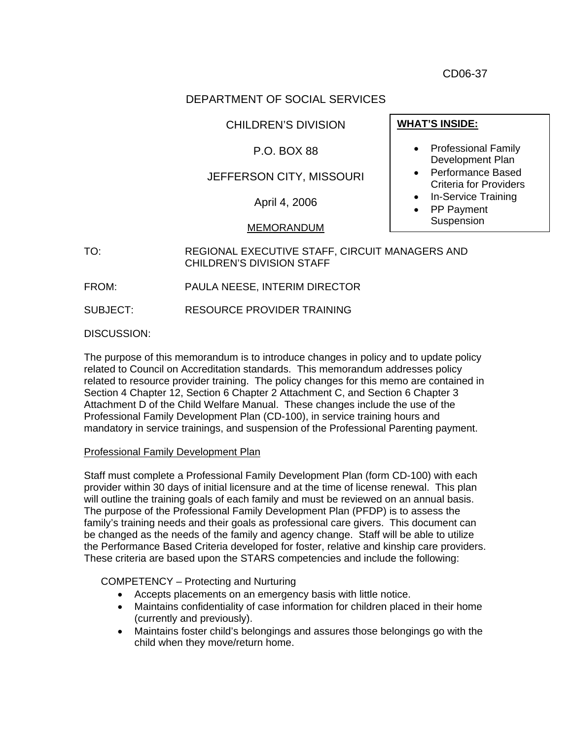CD06-37

DEPARTMENT OF SOCIAL SERVICES

CHILDREN'S DIVISION

P.O. BOX 88

JEFFERSON CITY, MISSOURI

April 4, 2006

MEMORANDUM

**WHAT'S INSIDE:**

- Professional Family Development Plan
- Performance Based Criteria for Providers
- In-Service Training
- PP Payment Suspension

TO: REGIONAL EXECUTIVE STAFF, CIRCUIT MANAGERS AND CHILDREN'S DIVISION STAFF

FROM: PAULA NEESE, INTERIM DIRECTOR

SUBJECT: RESOURCE PROVIDER TRAINING

DISCUSSION:

The purpose of this memorandum is to introduce changes in policy and to update policy related to Council on Accreditation standards. This memorandum addresses policy related to resource provider training. The policy changes for this memo are contained in Section 4 Chapter 12, Section 6 Chapter 2 Attachment C, and Section 6 Chapter 3 Attachment D of the Child Welfare Manual. These changes include the use of the Professional Family Development Plan (CD-100), in service training hours and mandatory in service trainings, and suspension of the Professional Parenting payment.

Professional Family Development Plan

Staff must complete a Professional Family Development Plan (form CD-100) with each provider within 30 days of initial licensure and at the time of license renewal. This plan will outline the training goals of each family and must be reviewed on an annual basis. The purpose of the Professional Family Development Plan (PFDP) is to assess the family's training needs and their goals as professional care givers. This document can be changed as the needs of the family and agency change. Staff will be able to utilize the Performance Based Criteria developed for foster, relative and kinship care providers. These criteria are based upon the STARS competencies and include the following:

COMPETENCY – Protecting and Nurturing

- Accepts placements on an emergency basis with little notice.
- Maintains confidentiality of case information for children placed in their home (currently and previously).
- Maintains foster child's belongings and assures those belongings go with the child when they move/return home.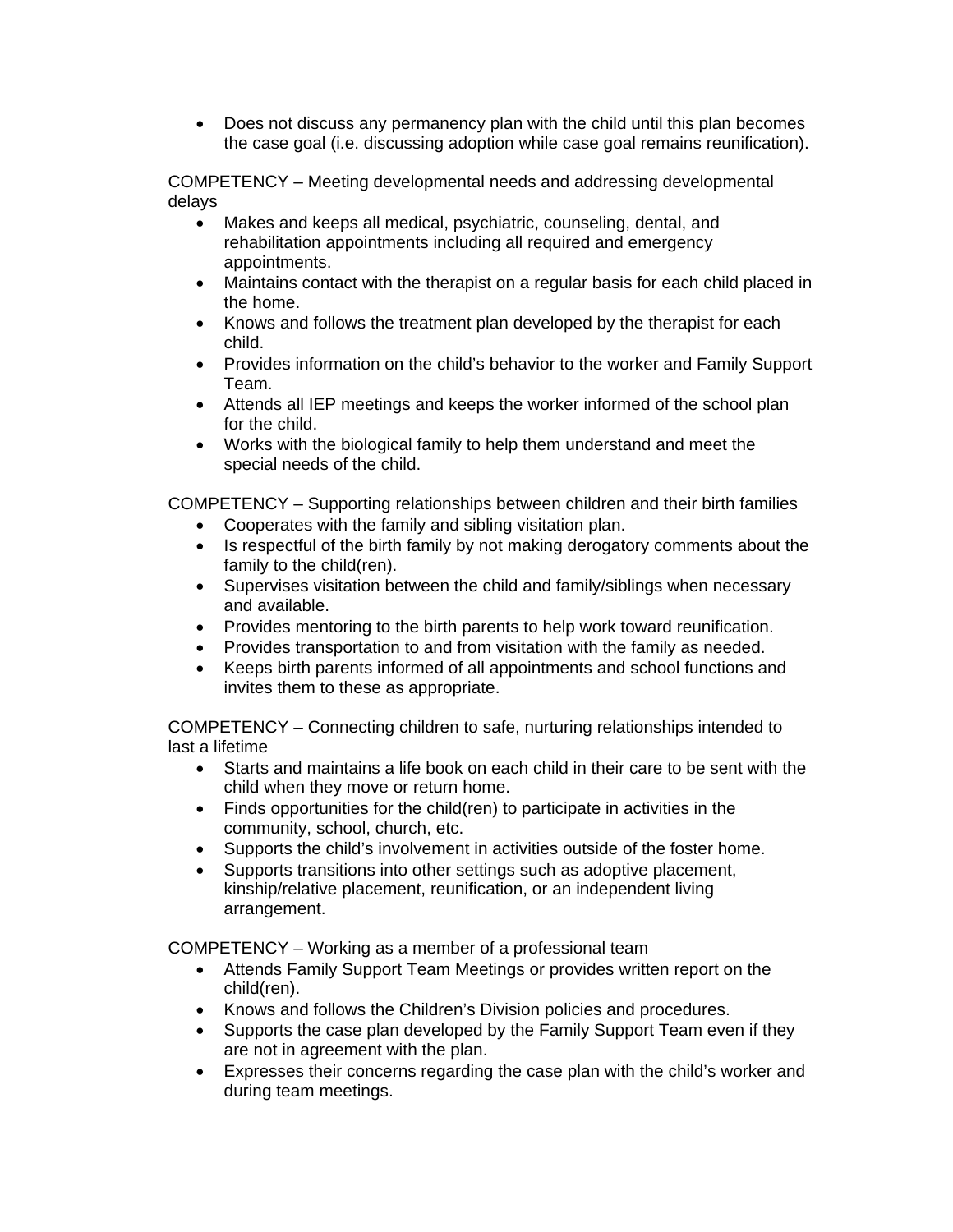- Does not discuss any permanency plan with the child until this plan becomes the case goal (i.e. discussing adoption while case goal remains reunification).

COMPETENCY – Meeting developmental needs and addressing developmental delays

- Makes and keeps all medical, psychiatric, counseling, dental, and rehabilitation appointments including all required and emergency appointments.
- Maintains contact with the therapist on a regular basis for each child placed in the home.
- Knows and follows the treatment plan developed by the therapist for each child.
- Provides information on the child's behavior to the worker and Family Support Team.
- Attends all IEP meetings and keeps the worker informed of the school plan for the child.
- Works with the biological family to help them understand and meet the special needs of the child.

COMPETENCY – Supporting relationships between children and their birth families

- Cooperates with the family and sibling visitation plan.
- Is respectful of the birth family by not making derogatory comments about the family to the child(ren).
- Supervises visitation between the child and family/siblings when necessary and available.
- Provides mentoring to the birth parents to help work toward reunification.
- Provides transportation to and from visitation with the family as needed.
- Keeps birth parents informed of all appointments and school functions and invites them to these as appropriate.

COMPETENCY – Connecting children to safe, nurturing relationships intended to last a lifetime

- Starts and maintains a life book on each child in their care to be sent with the child when they move or return home.
- Finds opportunities for the child(ren) to participate in activities in the community, school, church, etc.
- Supports the child's involvement in activities outside of the foster home.
- Supports transitions into other settings such as adoptive placement, kinship/relative placement, reunification, or an independent living arrangement.

COMPETENCY – Working as a member of a professional team

- Attends Family Support Team Meetings or provides written report on the child(ren).
- Knows and follows the Children's Division policies and procedures.
- Supports the case plan developed by the Family Support Team even if they are not in agreement with the plan.
- Expresses their concerns regarding the case plan with the child's worker and during team meetings.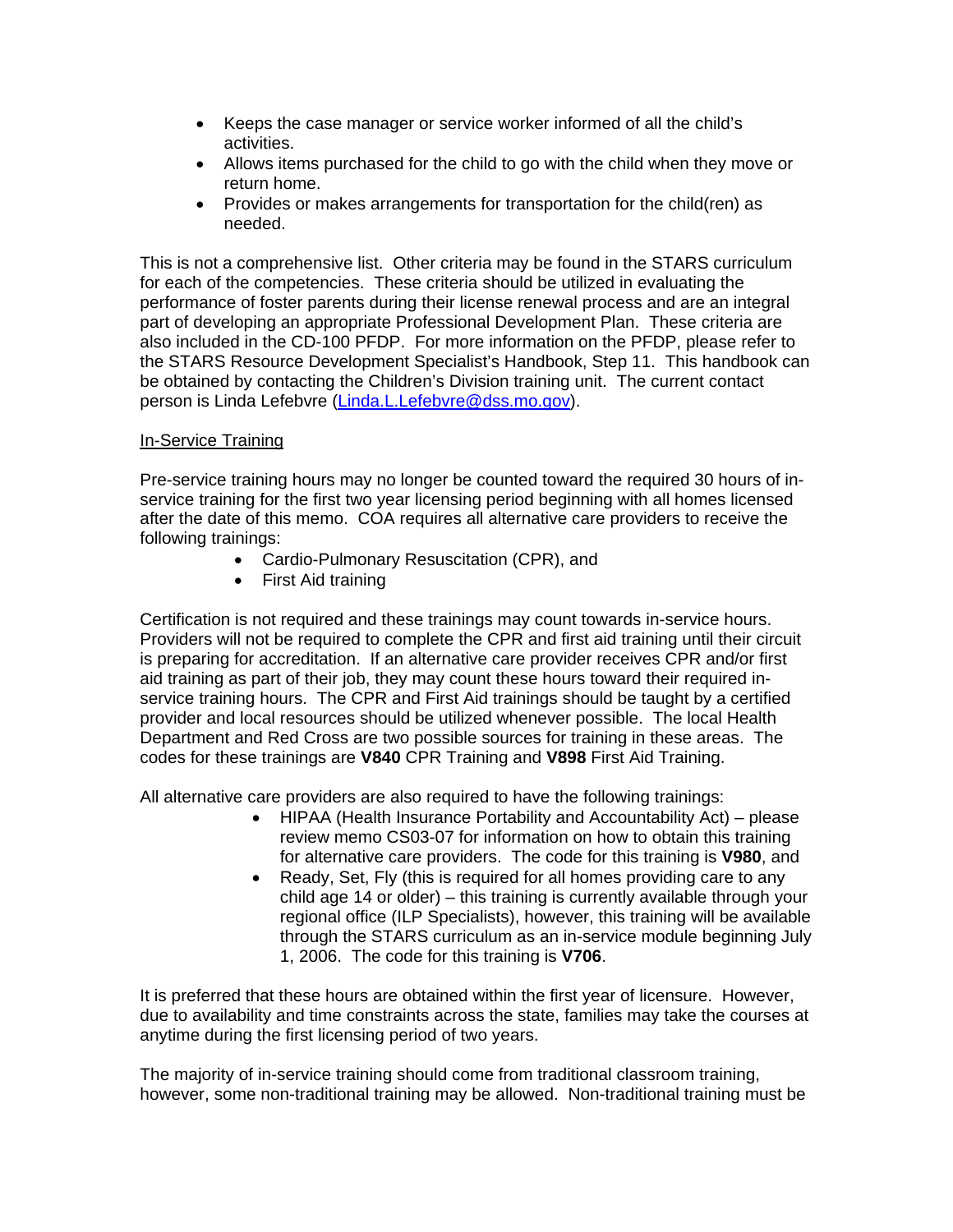- Keeps the case manager or service worker informed of all the child's activities.
- Allows items purchased for the child to go with the child when they move or return home.
- Provides or makes arrangements for transportation for the child(ren) as needed.

This is not a comprehensive list. Other criteria may be found in the STARS curriculum for each of the competencies. These criteria should be utilized in evaluating the performance of foster parents during their license renewal process and are an integral part of developing an appropriate Professional Development Plan. These criteria are also included in the CD-100 PFDP. For more information on the PFDP, please refer to the STARS Resource Development Specialist's Handbook, Step 11. This handbook can be obtained by contacting the Children's Division training unit. The current contact person is Linda Lefebvre (Linda.L.Lefebvre@dss.mo.gov).

<u>In-Service Training</u>

Pre-service training hours may no longer be counted toward the required 30 hours of in-service training for the first two year licensing period beginning with all homes licensed after the date of this memo. COA requires all alternative care providers to receive the following trainings:

- Cardio-Pulmonary Resuscitation (CPR), and
- First Aid training

Certification is not required and these trainings may count towards in-service hours. Providers will not be required to complete the CPR and first aid training until their circuit is preparing for accreditation. If an alternative care provider receives CPR and/or first aid training as part of their job, they may count these hours toward their required in-service training hours. The CPR and First Aid trainings should be taught by a certified provider and local resources should be utilized whenever possible. The local Health Department and Red Cross are two possible sources for training in these areas. The codes for these trainings are **V840** CPR Training and **V898** First Aid Training.

All alternative care providers are also required to have the following trainings:

- HIPAA (Health Insurance Portability and Accountability Act) – please review memo CS03-07 for information on how to obtain this training for alternative care providers. The code for this training is **V980**, and
- Ready, Set, Fly (this is required for all homes providing care to any child age 14 or older) – this training is currently available through your regional office (ILP Specialists), however, this training will be available through the STARS curriculum as an in-service module beginning July 1, 2006. The code for this training is **V706**.

It is preferred that these hours are obtained within the first year of licensure. However, due to availability and time constraints across the state, families may take the courses at anytime during the first licensing period of two years.

The majority of in-service training should come from traditional classroom training, however, some non-traditional training may be allowed. Non-traditional training must be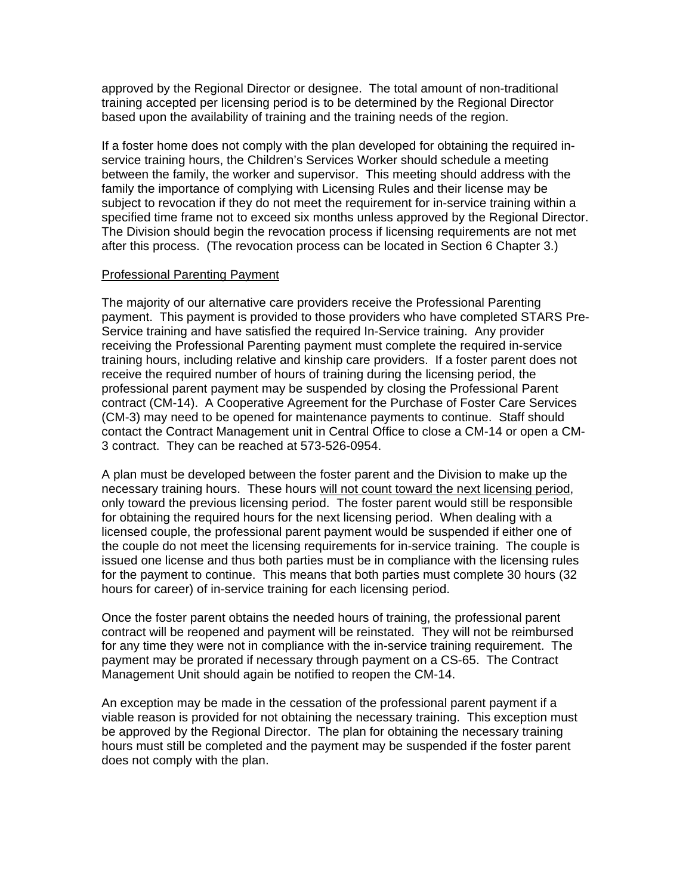approved by the Regional Director or designee. The total amount of non-traditional training accepted per licensing period is to be determined by the Regional Director based upon the availability of training and the training needs of the region.

If a foster home does not comply with the plan developed for obtaining the required in-service training hours, the Children's Services Worker should schedule a meeting between the family, the worker and supervisor. This meeting should address with the family the importance of complying with Licensing Rules and their license may be subject to revocation if they do not meet the requirement for in-service training within a specified time frame not to exceed six months unless approved by the Regional Director. The Division should begin the revocation process if licensing requirements are not met after this process. (The revocation process can be located in Section 6 Chapter 3.)

<u>Professional Parenting Payment</u>

The majority of our alternative care providers receive the Professional Parenting payment. This payment is provided to those providers who have completed STARS Pre-Service training and have satisfied the required In-Service training. Any provider receiving the Professional Parenting payment must complete the required in-service training hours, including relative and kinship care providers. If a foster parent does not receive the required number of hours of training during the licensing period, the professional parent payment may be suspended by closing the Professional Parent contract (CM-14). A Cooperative Agreement for the Purchase of Foster Care Services (CM-3) may need to be opened for maintenance payments to continue. Staff should contact the Contract Management unit in Central Office to close a CM-14 or open a CM-3 contract. They can be reached at 573-526-0954.

A plan must be developed between the foster parent and the Division to make up the necessary training hours. These hours <u>will not count toward the next licensing period</u>, only toward the previous licensing period. The foster parent would still be responsible for obtaining the required hours for the next licensing period. When dealing with a licensed couple, the professional parent payment would be suspended if either one of the couple do not meet the licensing requirements for in-service training. The couple is issued one license and thus both parties must be in compliance with the licensing rules for the payment to continue. This means that both parties must complete 30 hours (32 hours for career) of in-service training for each licensing period.

Once the foster parent obtains the needed hours of training, the professional parent contract will be reopened and payment will be reinstated. They will not be reimbursed for any time they were not in compliance with the in-service training requirement. The payment may be prorated if necessary through payment on a CS-65. The Contract Management Unit should again be notified to reopen the CM-14.

An exception may be made in the cessation of the professional parent payment if a viable reason is provided for not obtaining the necessary training. This exception must be approved by the Regional Director. The plan for obtaining the necessary training hours must still be completed and the payment may be suspended if the foster parent does not comply with the plan.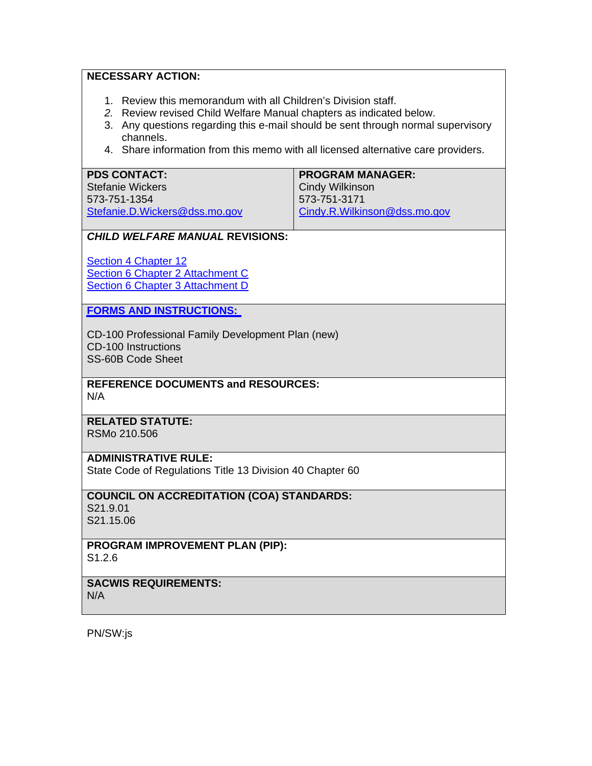**NECESSARY ACTION:**

1. Review this memorandum with all Children's Division staff.
2. *Review revised Child Welfare Manual chapters as indicated below.*
3. Any questions regarding this e-mail should be sent through normal supervisory channels.
4. Share information from this memo with all licensed alternative care providers.

| **PDS CONTACT:** | **PROGRAM MANAGER:** |
|---|---|
| Stefanie Wickers<br>573-751-1354<br>Stefanie.D.Wickers@dss.mo.gov | Cindy Wilkinson<br>573-751-3171<br>Cindy.R.Wilkinson@dss.mo.gov |

***CHILD WELFARE MANUAL*** **REVISIONS:**

Section 4 Chapter 12
Section 6 Chapter 2 Attachment C
Section 6 Chapter 3 Attachment D

**FORMS AND INSTRUCTIONS:**

CD-100 Professional Family Development Plan (new)
CD-100 Instructions
SS-60B Code Sheet

**REFERENCE DOCUMENTS and RESOURCES:**
N/A

**RELATED STATUTE:**
RSMo 210.506

**ADMINISTRATIVE RULE:**
State Code of Regulations Title 13 Division 40 Chapter 60

**COUNCIL ON ACCREDITATION (COA) STANDARDS:**
S21.9.01
S21.15.06

**PROGRAM IMPROVEMENT PLAN (PIP):**
S1.2.6

**SACWIS REQUIREMENTS:**
N/A

PN/SW:js